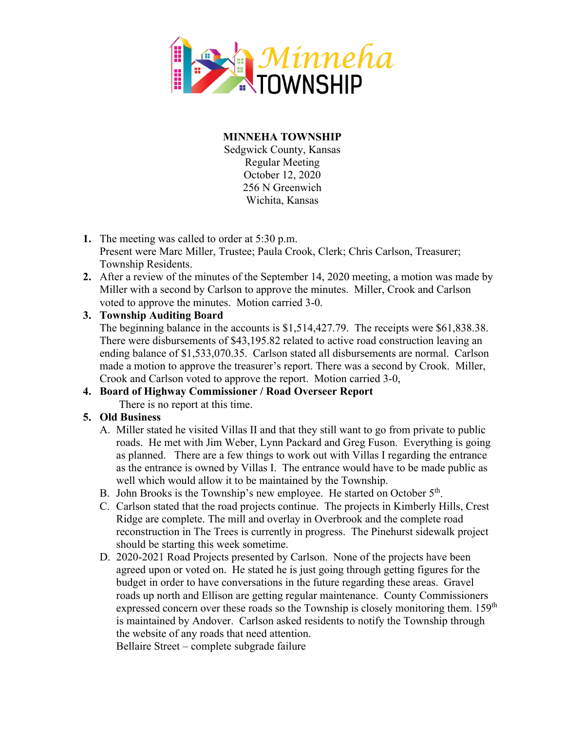# MINNEHA TOWNSHIP

Sedgwick County, Kansas
Regular Meeting
October 12, 2020
256 N Greenwich
Wichita, Kansas

1. The meeting was called to order at 5:30 p.m.
   Present were Marc Miller, Trustee; Paula Crook, Clerk; Chris Carlson, Treasurer; Township Residents.
2. After a review of the minutes of the September 14, 2020 meeting, a motion was made by Miller with a second by Carlson to approve the minutes. Miller, Crook and Carlson voted to approve the minutes. Motion carried 3-0.
3. **Township Auditing Board**
   The beginning balance in the accounts is $1,514,427.79. The receipts were $61,838.38. There were disbursements of $43,195.82 related to active road construction leaving an ending balance of $1,533,070.35. Carlson stated all disbursements are normal. Carlson made a motion to approve the treasurer's report. There was a second by Crook. Miller, Crook and Carlson voted to approve the report. Motion carried 3-0,
4. **Board of Highway Commissioner / Road Overseer Report**
   There is no report at this time.
5. **Old Business**
   A. Miller stated he visited Villas II and that they still want to go from private to public roads. He met with Jim Weber, Lynn Packard and Greg Fuson. Everything is going as planned. There are a few things to work out with Villas I regarding the entrance as the entrance is owned by Villas I. The entrance would have to be made public as well which would allow it to be maintained by the Township.
   B. John Brooks is the Township's new employee. He started on October 5th.
   C. Carlson stated that the road projects continue. The projects in Kimberly Hills, Crest Ridge are complete. The mill and overlay in Overbrook and the complete road reconstruction in The Trees is currently in progress. The Pinehurst sidewalk project should be starting this week sometime.
   D. 2020-2021 Road Projects presented by Carlson. None of the projects have been agreed upon or voted on. He stated he is just going through getting figures for the budget in order to have conversations in the future regarding these areas. Gravel roads up north and Ellison are getting regular maintenance. County Commissioners expressed concern over these roads so the Township is closely monitoring them. 159th is maintained by Andover. Carlson asked residents to notify the Township through the website of any roads that need attention.
   Bellaire Street – complete subgrade failure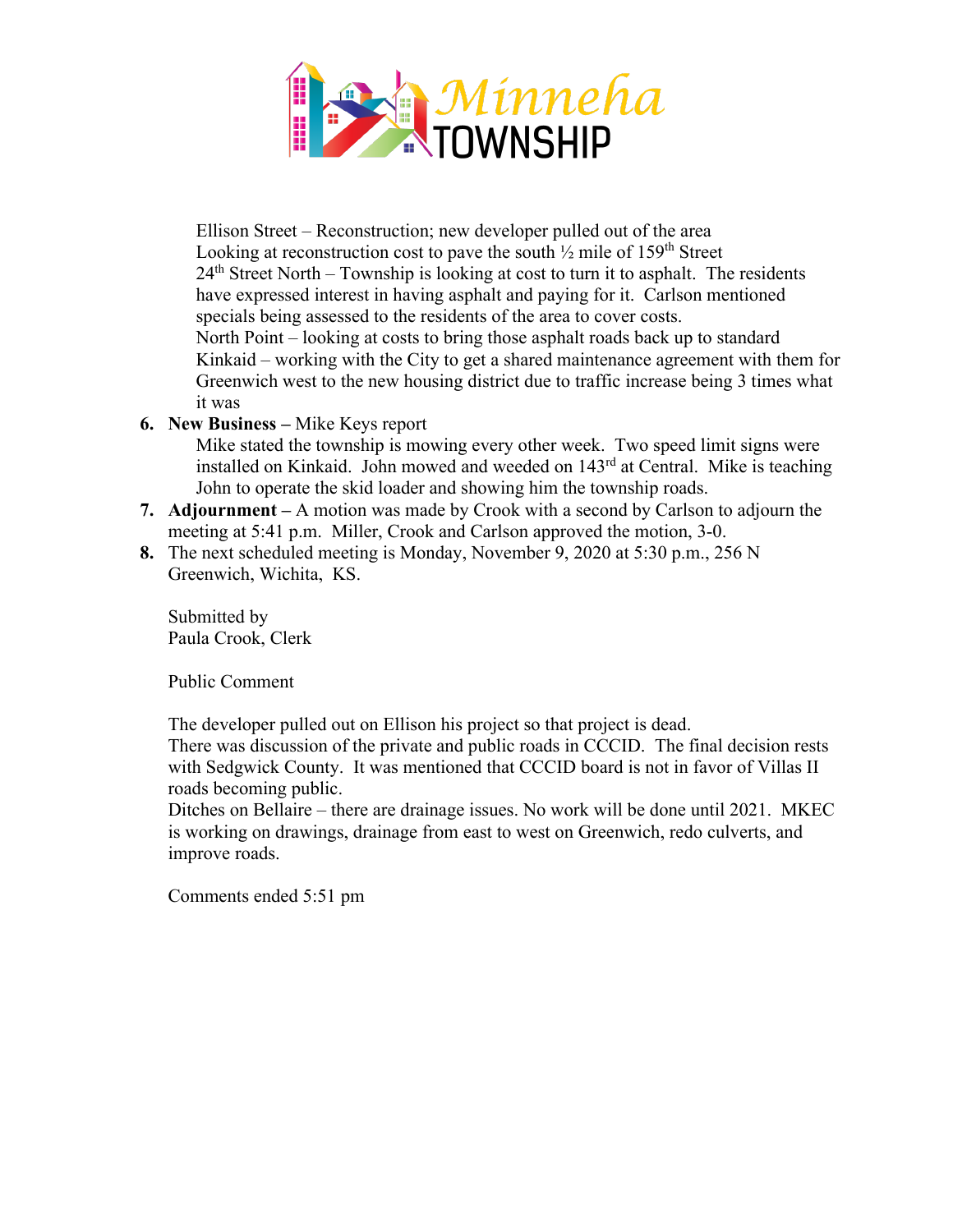Ellison Street – Reconstruction; new developer pulled out of the area
Looking at reconstruction cost to pave the south ½ mile of 159th Street
24th Street North – Township is looking at cost to turn it to asphalt. The residents have expressed interest in having asphalt and paying for it. Carlson mentioned specials being assessed to the residents of the area to cover costs.
North Point – looking at costs to bring those asphalt roads back up to standard
Kinkaid – working with the City to get a shared maintenance agreement with them for Greenwich west to the new housing district due to traffic increase being 3 times what it was

6. **New Business –** Mike Keys report
   Mike stated the township is mowing every other week. Two speed limit signs were installed on Kinkaid. John mowed and weeded on 143rd at Central. Mike is teaching John to operate the skid loader and showing him the township roads.
7. **Adjournment –** A motion was made by Crook with a second by Carlson to adjourn the meeting at 5:41 p.m. Miller, Crook and Carlson approved the motion, 3-0.
8. The next scheduled meeting is Monday, November 9, 2020 at 5:30 p.m., 256 N Greenwich, Wichita, KS.

Submitted by
Paula Crook, Clerk

Public Comment

The developer pulled out on Ellison his project so that project is dead.
There was discussion of the private and public roads in CCCID. The final decision rests with Sedgwick County. It was mentioned that CCCID board is not in favor of Villas II roads becoming public.
Ditches on Bellaire – there are drainage issues. No work will be done until 2021. MKEC is working on drawings, drainage from east to west on Greenwich, redo culverts, and improve roads.

Comments ended 5:51 pm